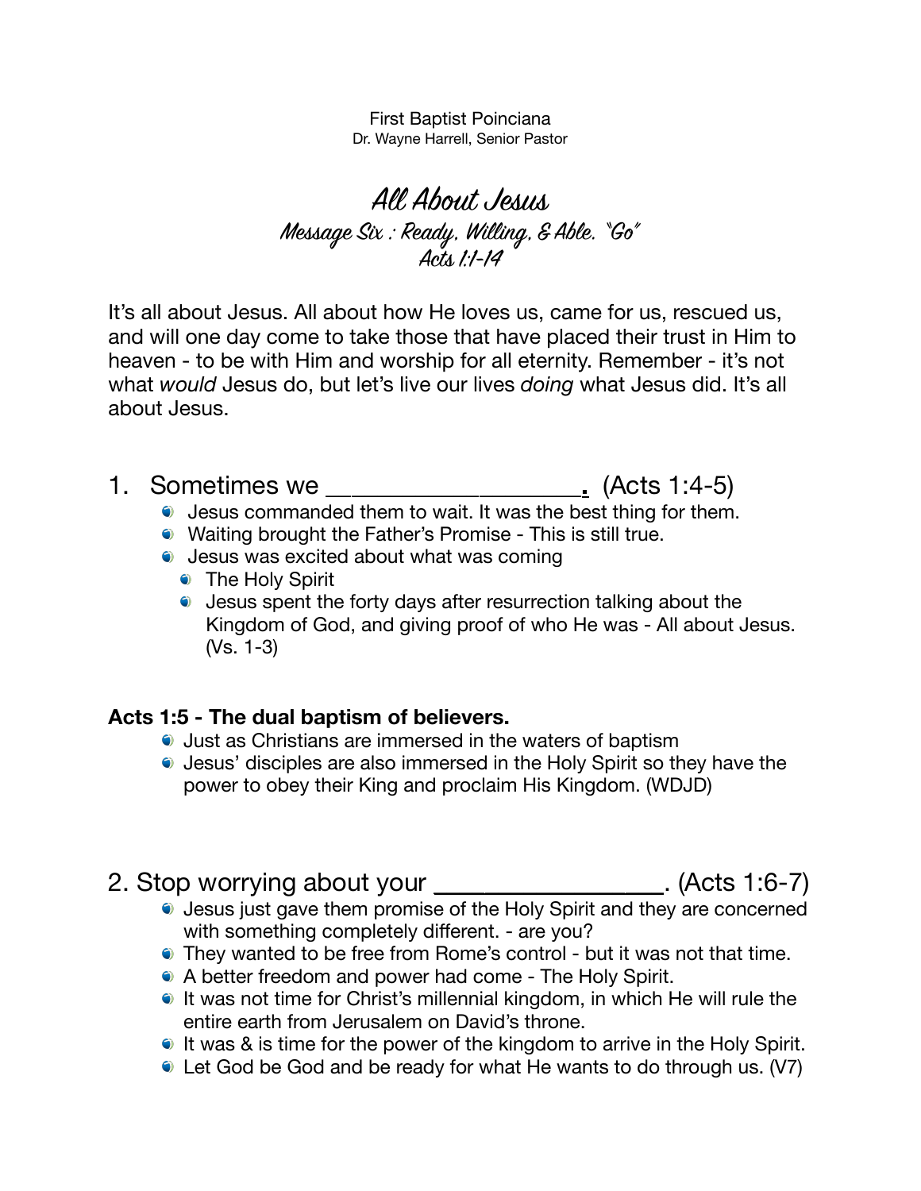First Baptist Poinciana
Dr. Wayne Harrell, Senior Pastor

# All About Jesus

## Message Six : Ready, Willing, & Able. "Go"

### Acts 1:1-14

It's all about Jesus. All about how He loves us, came for us, rescued us, and will one day come to take those that have placed their trust in Him to heaven - to be with Him and worship for all eternity. Remember - it's not what *would* Jesus do, but let's live our lives *doing* what Jesus did. It's all about Jesus.

## 1. Sometimes we ___________________. (Acts 1:4-5)

- Jesus commanded them to wait. It was the best thing for them.
- Waiting brought the Father's Promise - This is still true.
- Jesus was excited about what was coming
  - The Holy Spirit
  - Jesus spent the forty days after resurrection talking about the Kingdom of God, and giving proof of who He was - All about Jesus. (Vs. 1-3)

**Acts 1:5 - The dual baptism of believers.**

- Just as Christians are immersed in the waters of baptism
- Jesus' disciples are also immersed in the Holy Spirit so they have the power to obey their King and proclaim His Kingdom. (WDJD)

## 2. Stop worrying about your _________________. (Acts 1:6-7)

- Jesus just gave them promise of the Holy Spirit and they are concerned with something completely different. - are you?
- They wanted to be free from Rome's control - but it was not that time.
- A better freedom and power had come - The Holy Spirit.
- It was not time for Christ's millennial kingdom, in which He will rule the entire earth from Jerusalem on David's throne.
- It was & is time for the power of the kingdom to arrive in the Holy Spirit.
- Let God be God and be ready for what He wants to do through us. (V7)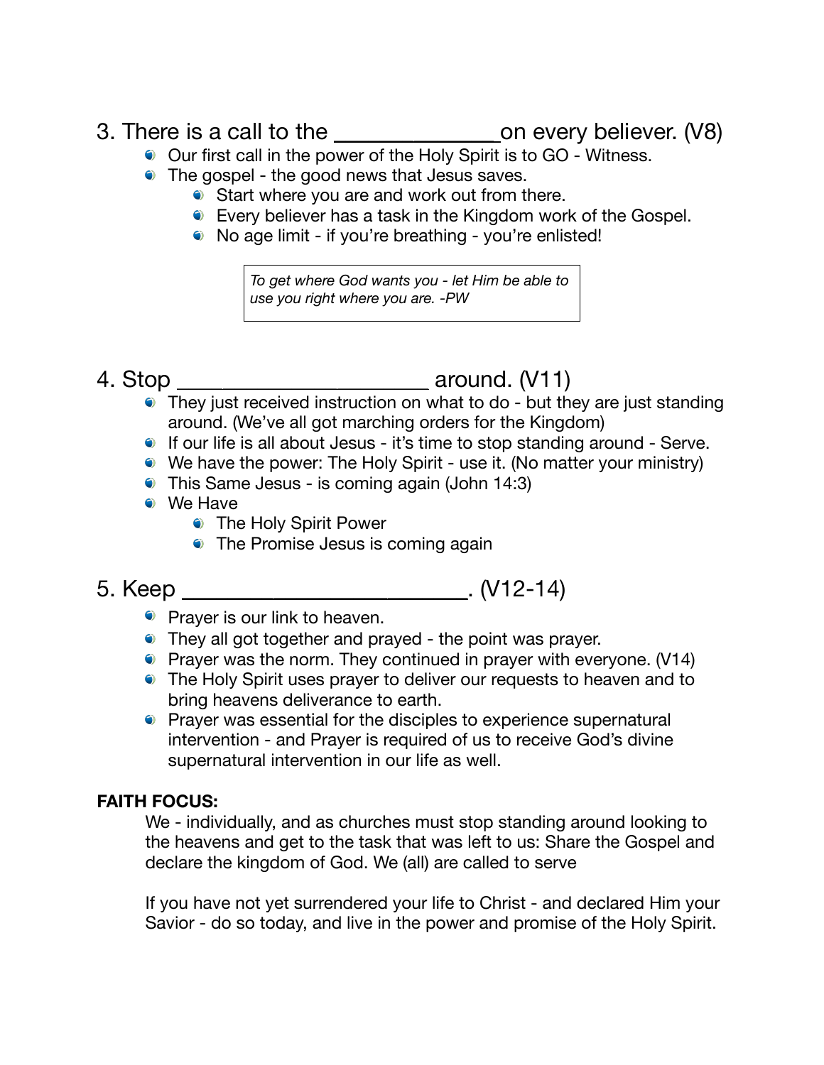## 3. There is a call to the ______________on every believer. (V8)

- Our first call in the power of the Holy Spirit is to GO - Witness.
- The gospel - the good news that Jesus saves.
  - Start where you are and work out from there.
  - Every believer has a task in the Kingdom work of the Gospel.
  - No age limit - if you're breathing - you're enlisted!

> *To get where God wants you - let Him be able to use you right where you are. -PW*

## 4. Stop ______________________ around. (V11)

- They just received instruction on what to do - but they are just standing around. (We've all got marching orders for the Kingdom)
- If our life is all about Jesus - it's time to stop standing around - Serve.
- We have the power: The Holy Spirit - use it. (No matter your ministry)
- This Same Jesus - is coming again (John 14:3)
- We Have
  - The Holy Spirit Power
  - The Promise Jesus is coming again

## 5. Keep ________________________. (V12-14)

- Prayer is our link to heaven.
- They all got together and prayed - the point was prayer.
- Prayer was the norm. They continued in prayer with everyone. (V14)
- The Holy Spirit uses prayer to deliver our requests to heaven and to bring heavens deliverance to earth.
- Prayer was essential for the disciples to experience supernatural intervention - and Prayer is required of us to receive God's divine supernatural intervention in our life as well.

**FAITH FOCUS:**

We - individually, and as churches must stop standing around looking to the heavens and get to the task that was left to us: Share the Gospel and declare the kingdom of God. We (all) are called to serve

If you have not yet surrendered your life to Christ - and declared Him your Savior - do so today, and live in the power and promise of the Holy Spirit.